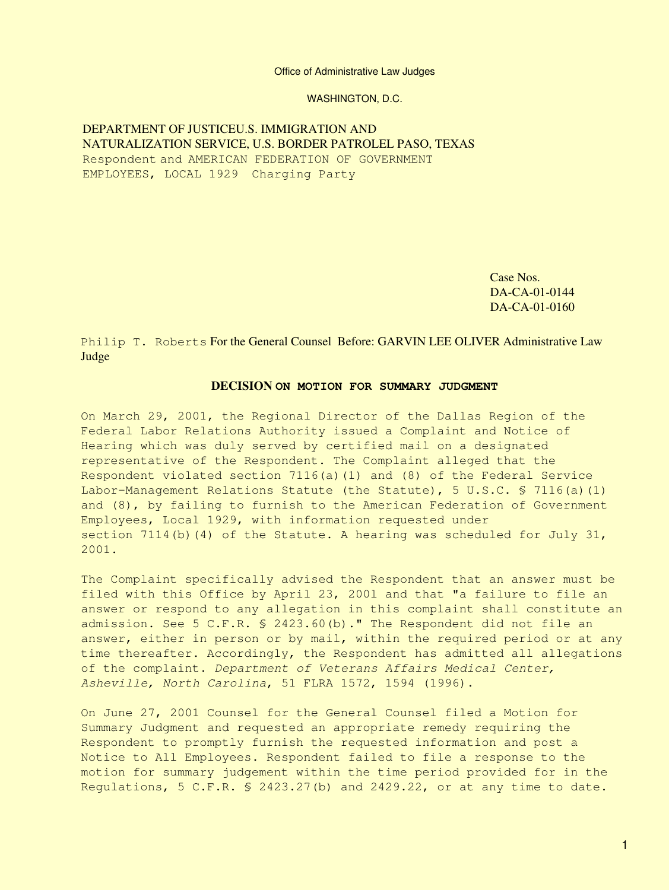Office of Administrative Law Judges

WASHINGTON, D.C.

DEPARTMENT OF JUSTICEU.S. IMMIGRATION AND NATURALIZATION SERVICE, U.S. BORDER PATROLEL PASO, TEXAS
Respondent and AMERICAN FEDERATION OF GOVERNMENT EMPLOYEES, LOCAL 1929 Charging Party

Case Nos.
DA-CA-01-0144
DA-CA-01-0160

Philip T. Roberts For the General Counsel Before: GARVIN LEE OLIVER Administrative Law Judge

## DECISION ON MOTION FOR SUMMARY JUDGMENT

On March 29, 2001, the Regional Director of the Dallas Region of the Federal Labor Relations Authority issued a Complaint and Notice of Hearing which was duly served by certified mail on a designated representative of the Respondent. The Complaint alleged that the Respondent violated section 7116(a)(1) and (8) of the Federal Service Labor-Management Relations Statute (the Statute), 5 U.S.C. § 7116(a)(1) and (8), by failing to furnish to the American Federation of Government Employees, Local 1929, with information requested under section 7114(b)(4) of the Statute. A hearing was scheduled for July 31, 2001.

The Complaint specifically advised the Respondent that an answer must be filed with this Office by April 23, 2001 and that "a failure to file an answer or respond to any allegation in this complaint shall constitute an admission. See 5 C.F.R. § 2423.60(b)." The Respondent did not file an answer, either in person or by mail, within the required period or at any time thereafter. Accordingly, the Respondent has admitted all allegations of the complaint. *Department of Veterans Affairs Medical Center, Asheville, North Carolina*, 51 FLRA 1572, 1594 (1996).

On June 27, 2001 Counsel for the General Counsel filed a Motion for Summary Judgment and requested an appropriate remedy requiring the Respondent to promptly furnish the requested information and post a Notice to All Employees. Respondent failed to file a response to the motion for summary judgement within the time period provided for in the Regulations, 5 C.F.R. § 2423.27(b) and 2429.22, or at any time to date.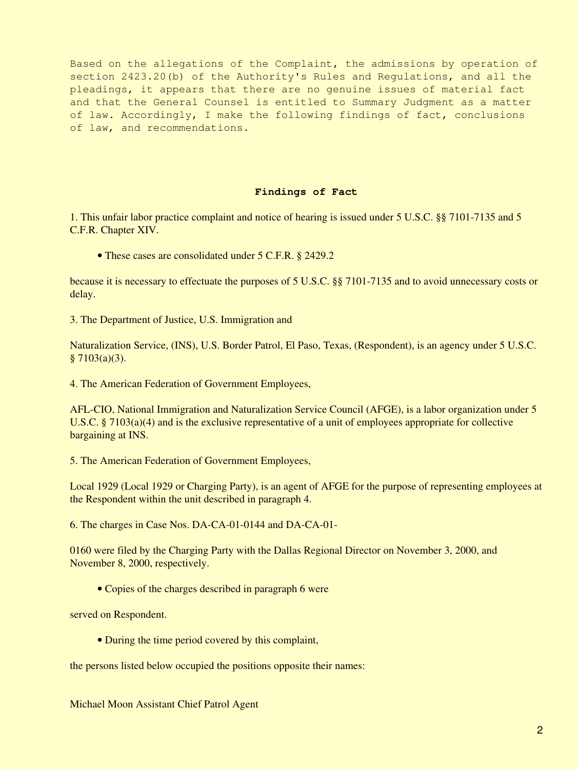Based on the allegations of the Complaint, the admissions by operation of section 2423.20(b) of the Authority's Rules and Regulations, and all the pleadings, it appears that there are no genuine issues of material fact and that the General Counsel is entitled to Summary Judgment as a matter of law. Accordingly, I make the following findings of fact, conclusions of law, and recommendations.

## Findings of Fact

1. This unfair labor practice complaint and notice of hearing is issued under 5 U.S.C. §§ 7101-7135 and 5 C.F.R. Chapter XIV.

- These cases are consolidated under 5 C.F.R. § 2429.2

because it is necessary to effectuate the purposes of 5 U.S.C. §§ 7101-7135 and to avoid unnecessary costs or delay.

3. The Department of Justice, U.S. Immigration and

Naturalization Service, (INS), U.S. Border Patrol, El Paso, Texas, (Respondent), is an agency under 5 U.S.C. § 7103(a)(3).

4. The American Federation of Government Employees,

AFL-CIO, National Immigration and Naturalization Service Council (AFGE), is a labor organization under 5 U.S.C. § 7103(a)(4) and is the exclusive representative of a unit of employees appropriate for collective bargaining at INS.

5. The American Federation of Government Employees,

Local 1929 (Local 1929 or Charging Party), is an agent of AFGE for the purpose of representing employees at the Respondent within the unit described in paragraph 4.

6. The charges in Case Nos. DA-CA-01-0144 and DA-CA-01-

0160 were filed by the Charging Party with the Dallas Regional Director on November 3, 2000, and November 8, 2000, respectively.

- Copies of the charges described in paragraph 6 were

served on Respondent.

- During the time period covered by this complaint,

the persons listed below occupied the positions opposite their names:

Michael Moon Assistant Chief Patrol Agent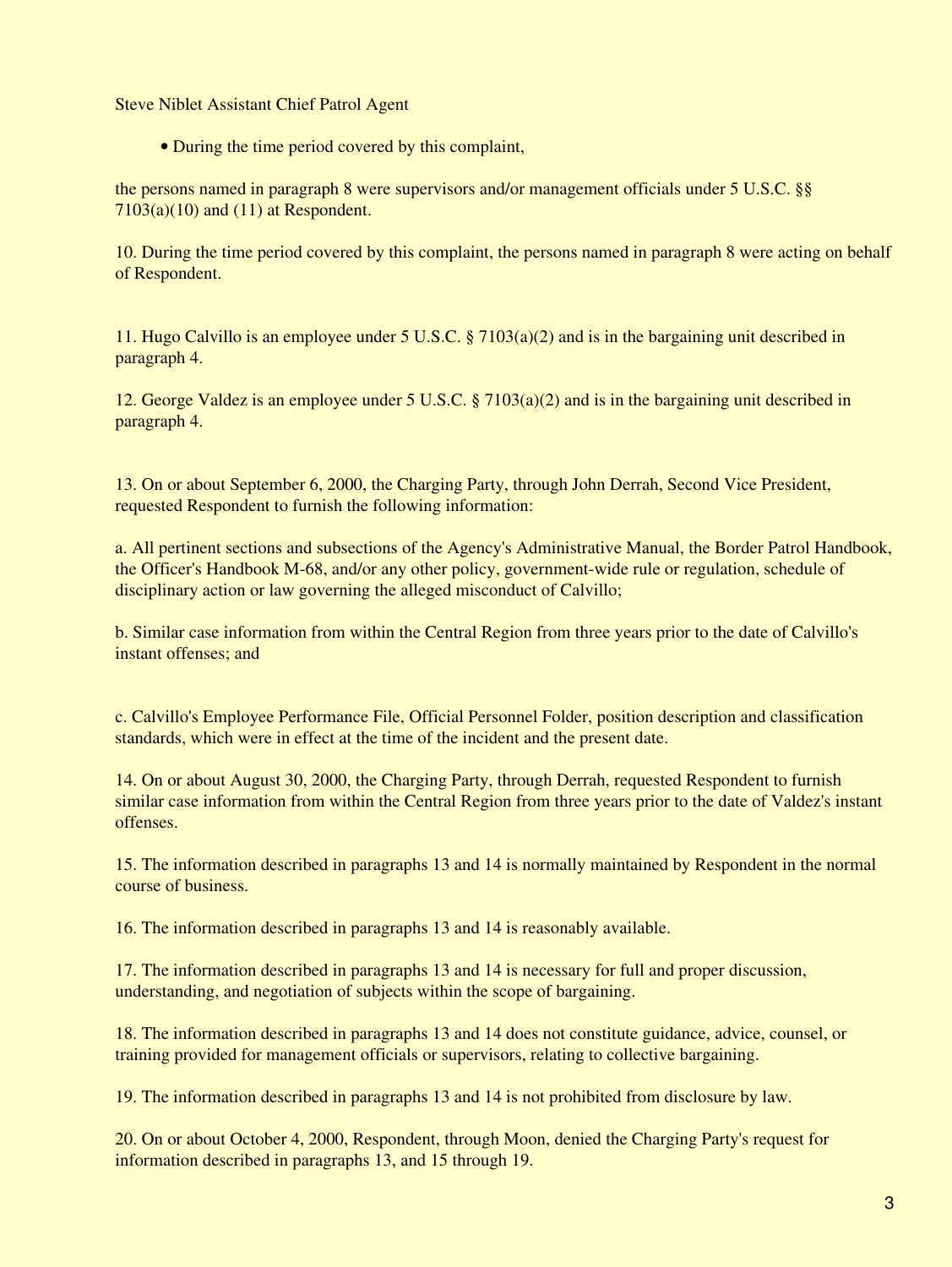Steve Niblet Assistant Chief Patrol Agent

- During the time period covered by this complaint,

the persons named in paragraph 8 were supervisors and/or management officials under 5 U.S.C. §§ 7103(a)(10) and (11) at Respondent.

10. During the time period covered by this complaint, the persons named in paragraph 8 were acting on behalf of Respondent.

11. Hugo Calvillo is an employee under 5 U.S.C. § 7103(a)(2) and is in the bargaining unit described in paragraph 4.

12. George Valdez is an employee under 5 U.S.C. § 7103(a)(2) and is in the bargaining unit described in paragraph 4.

13. On or about September 6, 2000, the Charging Party, through John Derrah, Second Vice President, requested Respondent to furnish the following information:

a. All pertinent sections and subsections of the Agency's Administrative Manual, the Border Patrol Handbook, the Officer's Handbook M-68, and/or any other policy, government-wide rule or regulation, schedule of disciplinary action or law governing the alleged misconduct of Calvillo;

b. Similar case information from within the Central Region from three years prior to the date of Calvillo's instant offenses; and

c. Calvillo's Employee Performance File, Official Personnel Folder, position description and classification standards, which were in effect at the time of the incident and the present date.

14. On or about August 30, 2000, the Charging Party, through Derrah, requested Respondent to furnish similar case information from within the Central Region from three years prior to the date of Valdez's instant offenses.

15. The information described in paragraphs 13 and 14 is normally maintained by Respondent in the normal course of business.

16. The information described in paragraphs 13 and 14 is reasonably available.

17. The information described in paragraphs 13 and 14 is necessary for full and proper discussion, understanding, and negotiation of subjects within the scope of bargaining.

18. The information described in paragraphs 13 and 14 does not constitute guidance, advice, counsel, or training provided for management officials or supervisors, relating to collective bargaining.

19. The information described in paragraphs 13 and 14 is not prohibited from disclosure by law.

20. On or about October 4, 2000, Respondent, through Moon, denied the Charging Party's request for information described in paragraphs 13, and 15 through 19.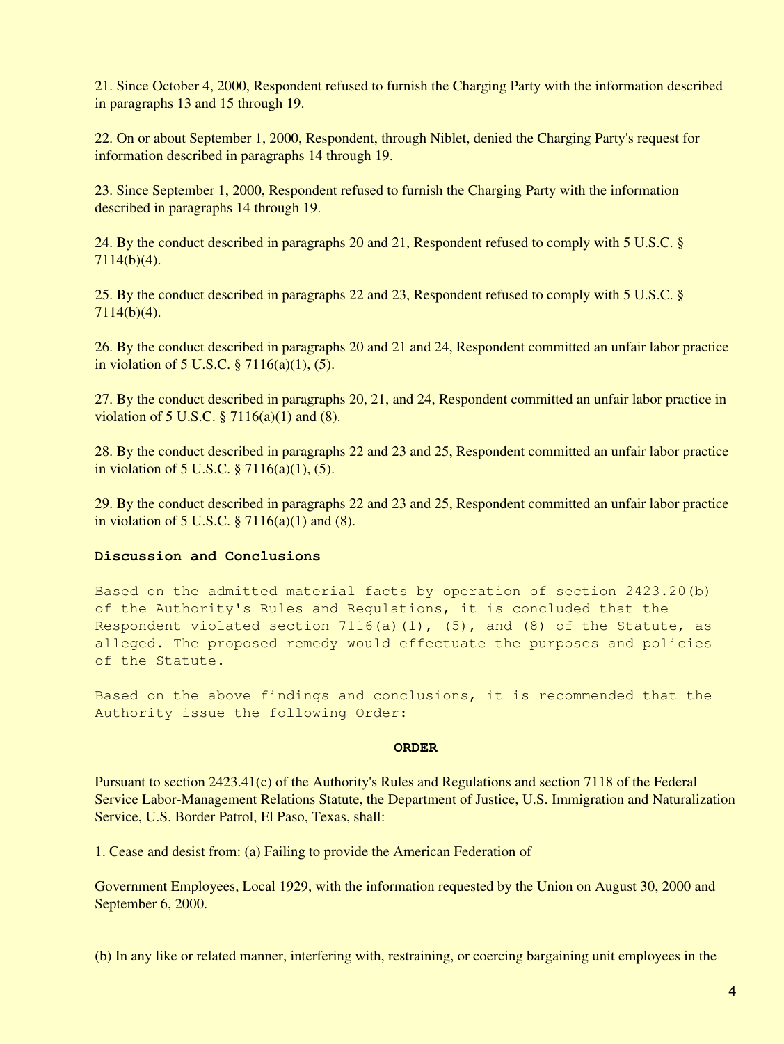21. Since October 4, 2000, Respondent refused to furnish the Charging Party with the information described in paragraphs 13 and 15 through 19.

22. On or about September 1, 2000, Respondent, through Niblet, denied the Charging Party's request for information described in paragraphs 14 through 19.

23. Since September 1, 2000, Respondent refused to furnish the Charging Party with the information described in paragraphs 14 through 19.

24. By the conduct described in paragraphs 20 and 21, Respondent refused to comply with 5 U.S.C. § 7114(b)(4).

25. By the conduct described in paragraphs 22 and 23, Respondent refused to comply with 5 U.S.C. § 7114(b)(4).

26. By the conduct described in paragraphs 20 and 21 and 24, Respondent committed an unfair labor practice in violation of 5 U.S.C. § 7116(a)(1), (5).

27. By the conduct described in paragraphs 20, 21, and 24, Respondent committed an unfair labor practice in violation of 5 U.S.C. § 7116(a)(1) and (8).

28. By the conduct described in paragraphs 22 and 23 and 25, Respondent committed an unfair labor practice in violation of 5 U.S.C. § 7116(a)(1), (5).

29. By the conduct described in paragraphs 22 and 23 and 25, Respondent committed an unfair labor practice in violation of 5 U.S.C. § 7116(a)(1) and (8).

**Discussion and Conclusions**

Based on the admitted material facts by operation of section 2423.20(b) of the Authority's Rules and Regulations, it is concluded that the Respondent violated section 7116(a)(1), (5), and (8) of the Statute, as alleged. The proposed remedy would effectuate the purposes and policies of the Statute.

Based on the above findings and conclusions, it is recommended that the Authority issue the following Order:

**ORDER**

Pursuant to section 2423.41(c) of the Authority's Rules and Regulations and section 7118 of the Federal Service Labor-Management Relations Statute, the Department of Justice, U.S. Immigration and Naturalization Service, U.S. Border Patrol, El Paso, Texas, shall:

1. Cease and desist from: (a) Failing to provide the American Federation of

Government Employees, Local 1929, with the information requested by the Union on August 30, 2000 and September 6, 2000.

(b) In any like or related manner, interfering with, restraining, or coercing bargaining unit employees in the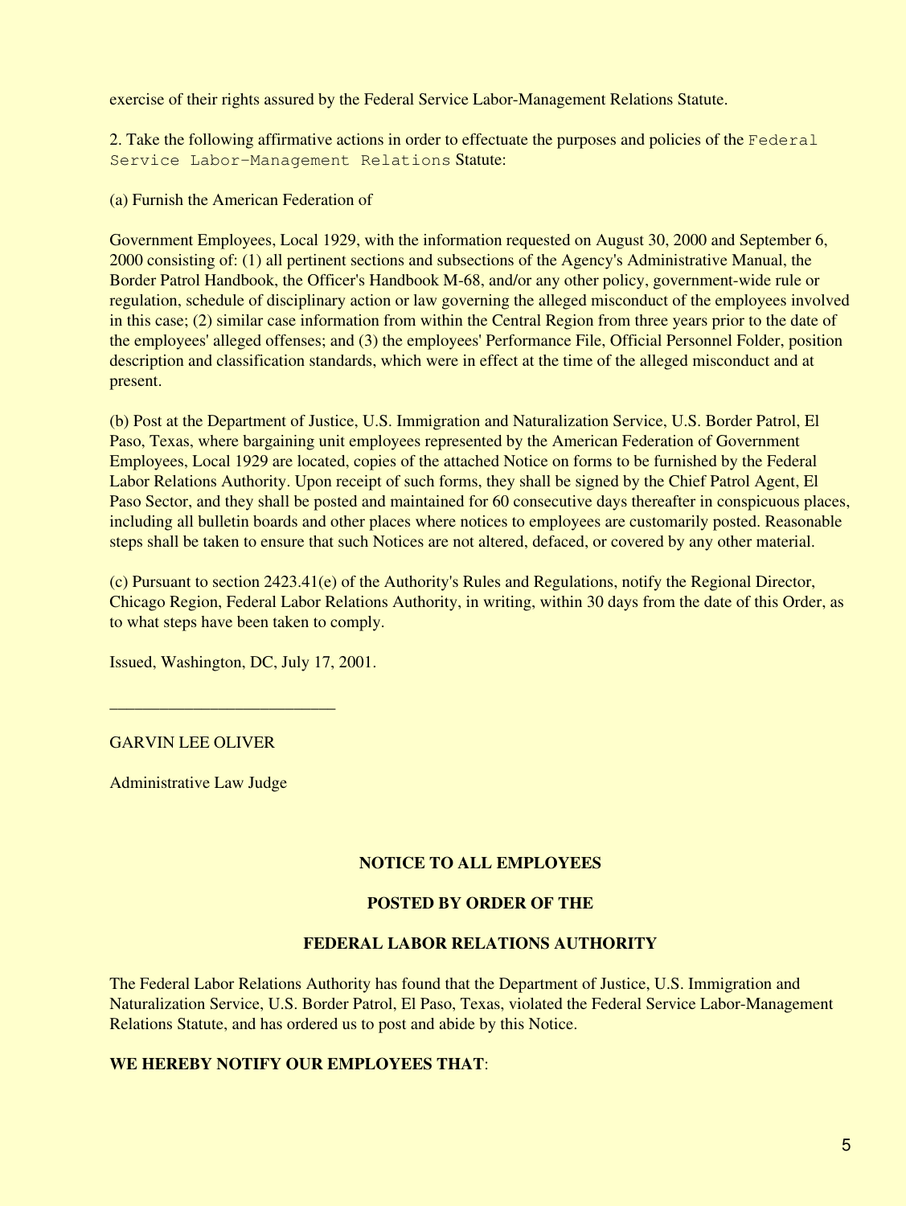exercise of their rights assured by the Federal Service Labor-Management Relations Statute.

2. Take the following affirmative actions in order to effectuate the purposes and policies of the Federal Service Labor-Management Relations Statute:

(a) Furnish the American Federation of

Government Employees, Local 1929, with the information requested on August 30, 2000 and September 6, 2000 consisting of: (1) all pertinent sections and subsections of the Agency's Administrative Manual, the Border Patrol Handbook, the Officer's Handbook M-68, and/or any other policy, government-wide rule or regulation, schedule of disciplinary action or law governing the alleged misconduct of the employees involved in this case; (2) similar case information from within the Central Region from three years prior to the date of the employees' alleged offenses; and (3) the employees' Performance File, Official Personnel Folder, position description and classification standards, which were in effect at the time of the alleged misconduct and at present.

(b) Post at the Department of Justice, U.S. Immigration and Naturalization Service, U.S. Border Patrol, El Paso, Texas, where bargaining unit employees represented by the American Federation of Government Employees, Local 1929 are located, copies of the attached Notice on forms to be furnished by the Federal Labor Relations Authority. Upon receipt of such forms, they shall be signed by the Chief Patrol Agent, El Paso Sector, and they shall be posted and maintained for 60 consecutive days thereafter in conspicuous places, including all bulletin boards and other places where notices to employees are customarily posted. Reasonable steps shall be taken to ensure that such Notices are not altered, defaced, or covered by any other material.

(c) Pursuant to section 2423.41(e) of the Authority's Rules and Regulations, notify the Regional Director, Chicago Region, Federal Labor Relations Authority, in writing, within 30 days from the date of this Order, as to what steps have been taken to comply.

Issued, Washington, DC, July 17, 2001.

____________________________

GARVIN LEE OLIVER

Administrative Law Judge

**NOTICE TO ALL EMPLOYEES**

**POSTED BY ORDER OF THE**

**FEDERAL LABOR RELATIONS AUTHORITY**

The Federal Labor Relations Authority has found that the Department of Justice, U.S. Immigration and Naturalization Service, U.S. Border Patrol, El Paso, Texas, violated the Federal Service Labor-Management Relations Statute, and has ordered us to post and abide by this Notice.

**WE HEREBY NOTIFY OUR EMPLOYEES THAT**: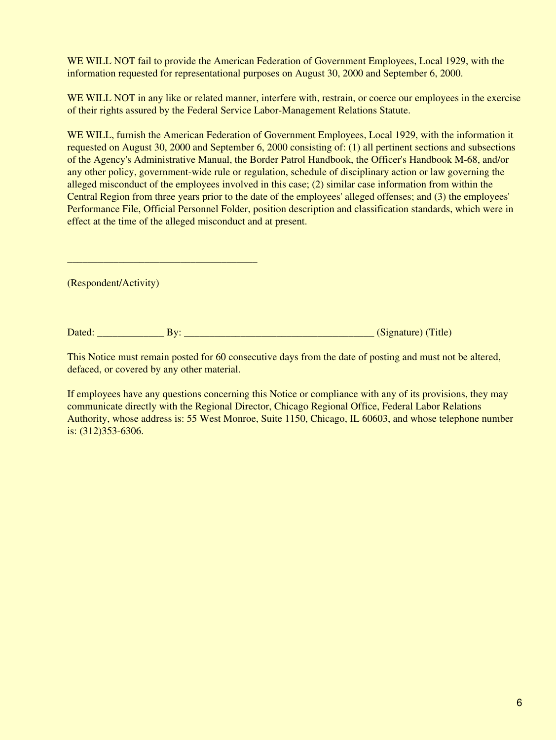WE WILL NOT fail to provide the American Federation of Government Employees, Local 1929, with the information requested for representational purposes on August 30, 2000 and September 6, 2000.

WE WILL NOT in any like or related manner, interfere with, restrain, or coerce our employees in the exercise of their rights assured by the Federal Service Labor-Management Relations Statute.

WE WILL, furnish the American Federation of Government Employees, Local 1929, with the information it requested on August 30, 2000 and September 6, 2000 consisting of: (1) all pertinent sections and subsections of the Agency's Administrative Manual, the Border Patrol Handbook, the Officer's Handbook M-68, and/or any other policy, government-wide rule or regulation, schedule of disciplinary action or law governing the alleged misconduct of the employees involved in this case; (2) similar case information from within the Central Region from three years prior to the date of the employees' alleged offenses; and (3) the employees' Performance File, Official Personnel Folder, position description and classification standards, which were in effect at the time of the alleged misconduct and at present.

___________________________________

(Respondent/Activity)

Dated: _____________ By: ___________________________________ (Signature) (Title)

This Notice must remain posted for 60 consecutive days from the date of posting and must not be altered, defaced, or covered by any other material.

If employees have any questions concerning this Notice or compliance with any of its provisions, they may communicate directly with the Regional Director, Chicago Regional Office, Federal Labor Relations Authority, whose address is: 55 West Monroe, Suite 1150, Chicago, IL 60603, and whose telephone number is: (312)353-6306.